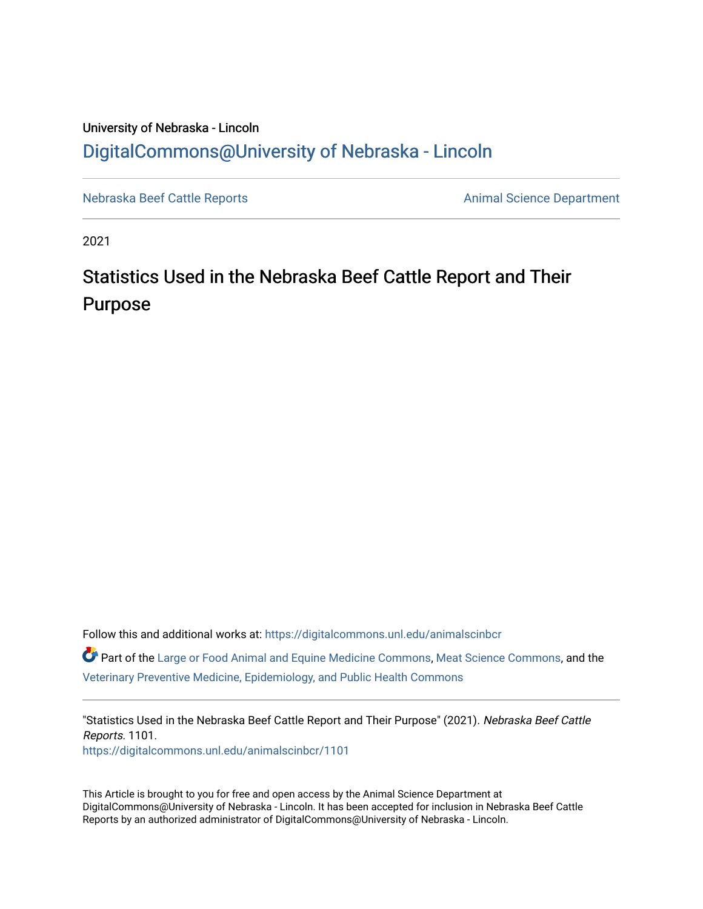University of Nebraska - Lincoln

DigitalCommons@University of Nebraska - Lincoln

Nebraska Beef Cattle Reports

Animal Science Department

2021

# Statistics Used in the Nebraska Beef Cattle Report and Their Purpose

Follow this and additional works at: https://digitalcommons.unl.edu/animalscinbcr

Part of the Large or Food Animal and Equine Medicine Commons, Meat Science Commons, and the Veterinary Preventive Medicine, Epidemiology, and Public Health Commons

"Statistics Used in the Nebraska Beef Cattle Report and Their Purpose" (2021). *Nebraska Beef Cattle Reports*. 1101.
https://digitalcommons.unl.edu/animalscinbcr/1101

This Article is brought to you for free and open access by the Animal Science Department at DigitalCommons@University of Nebraska - Lincoln. It has been accepted for inclusion in Nebraska Beef Cattle Reports by an authorized administrator of DigitalCommons@University of Nebraska - Lincoln.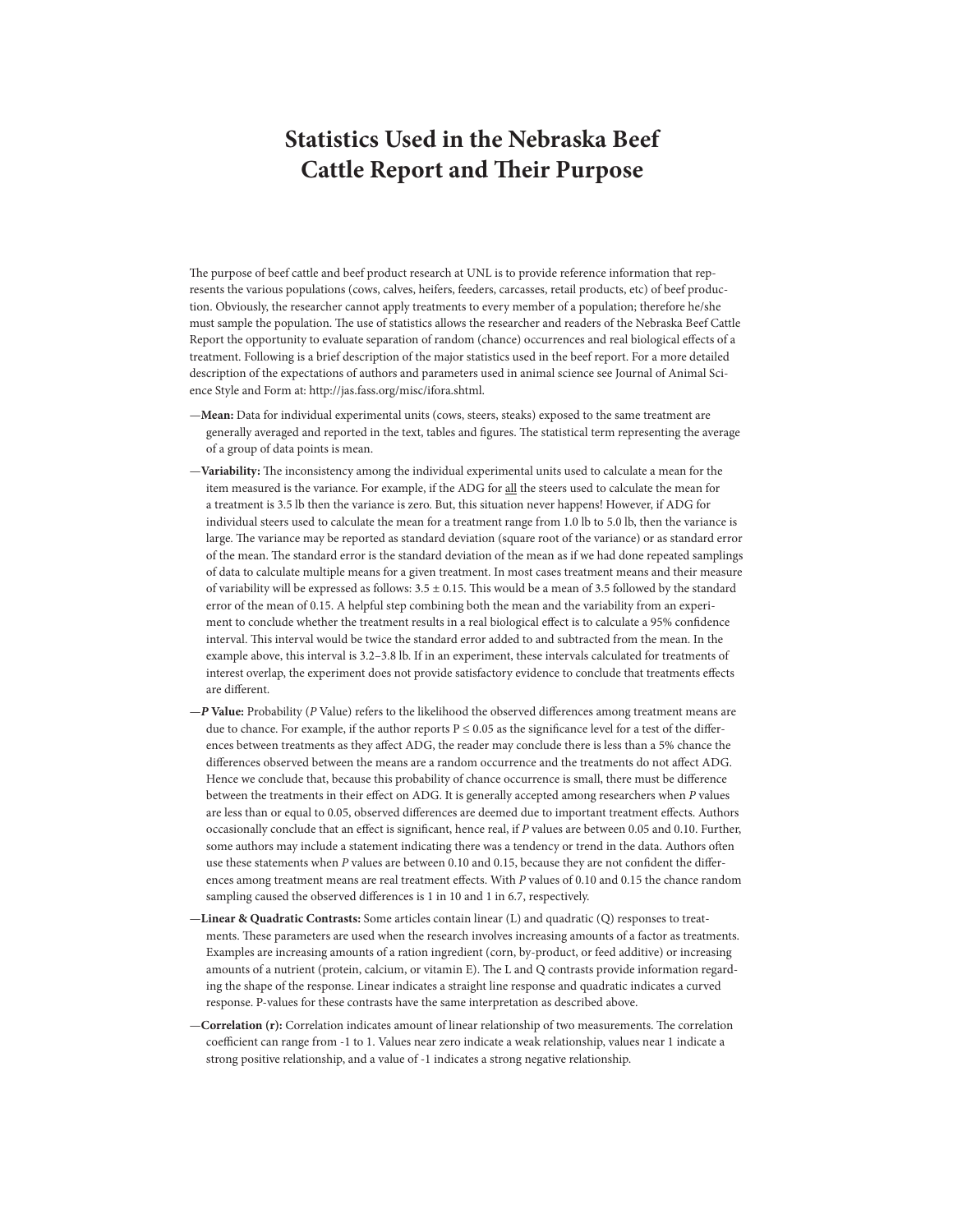# Statistics Used in the Nebraska Beef Cattle Report and Their Purpose

The purpose of beef cattle and beef product research at UNL is to provide reference information that represents the various populations (cows, calves, heifers, feeders, carcasses, retail products, etc) of beef production. Obviously, the researcher cannot apply treatments to every member of a population; therefore he/she must sample the population. The use of statistics allows the researcher and readers of the Nebraska Beef Cattle Report the opportunity to evaluate separation of random (chance) occurrences and real biological effects of a treatment. Following is a brief description of the major statistics used in the beef report. For a more detailed description of the expectations of authors and parameters used in animal science see Journal of Animal Science Style and Form at: http://jas.fass.org/misc/ifora.shtml.

—**Mean:** Data for individual experimental units (cows, steers, steaks) exposed to the same treatment are generally averaged and reported in the text, tables and figures. The statistical term representing the average of a group of data points is mean.

—**Variability:** The inconsistency among the individual experimental units used to calculate a mean for the item measured is the variance. For example, if the ADG for all the steers used to calculate the mean for a treatment is 3.5 lb then the variance is zero. But, this situation never happens! However, if ADG for individual steers used to calculate the mean for a treatment range from 1.0 lb to 5.0 lb, then the variance is large. The variance may be reported as standard deviation (square root of the variance) or as standard error of the mean. The standard error is the standard deviation of the mean as if we had done repeated samplings of data to calculate multiple means for a given treatment. In most cases treatment means and their measure of variability will be expressed as follows: $3.5 \pm 0.15$. This would be a mean of 3.5 followed by the standard error of the mean of 0.15. A helpful step combining both the mean and the variability from an experiment to conclude whether the treatment results in a real biological effect is to calculate a 95% confidence interval. This interval would be twice the standard error added to and subtracted from the mean. In the example above, this interval is 3.2–3.8 lb. If in an experiment, these intervals calculated for treatments of interest overlap, the experiment does not provide satisfactory evidence to conclude that treatments effects are different.

—***P* Value:** Probability (*P* Value) refers to the likelihood the observed differences among treatment means are due to chance. For example, if the author reports $P \leq 0.05$ as the significance level for a test of the differences between treatments as they affect ADG, the reader may conclude there is less than a 5% chance the differences observed between the means are a random occurrence and the treatments do not affect ADG. Hence we conclude that, because this probability of chance occurrence is small, there must be difference between the treatments in their effect on ADG. It is generally accepted among researchers when *P* values are less than or equal to 0.05, observed differences are deemed due to important treatment effects. Authors occasionally conclude that an effect is significant, hence real, if *P* values are between 0.05 and 0.10. Further, some authors may include a statement indicating there was a tendency or trend in the data. Authors often use these statements when *P* values are between 0.10 and 0.15, because they are not confident the differences among treatment means are real treatment effects. With *P* values of 0.10 and 0.15 the chance random sampling caused the observed differences is 1 in 10 and 1 in 6.7, respectively.

—**Linear & Quadratic Contrasts:** Some articles contain linear (L) and quadratic (Q) responses to treatments. These parameters are used when the research involves increasing amounts of a factor as treatments. Examples are increasing amounts of a ration ingredient (corn, by-product, or feed additive) or increasing amounts of a nutrient (protein, calcium, or vitamin E). The L and Q contrasts provide information regarding the shape of the response. Linear indicates a straight line response and quadratic indicates a curved response. P-values for these contrasts have the same interpretation as described above.

—**Correlation (r):** Correlation indicates amount of linear relationship of two measurements. The correlation coefficient can range from -1 to 1. Values near zero indicate a weak relationship, values near 1 indicate a strong positive relationship, and a value of -1 indicates a strong negative relationship.